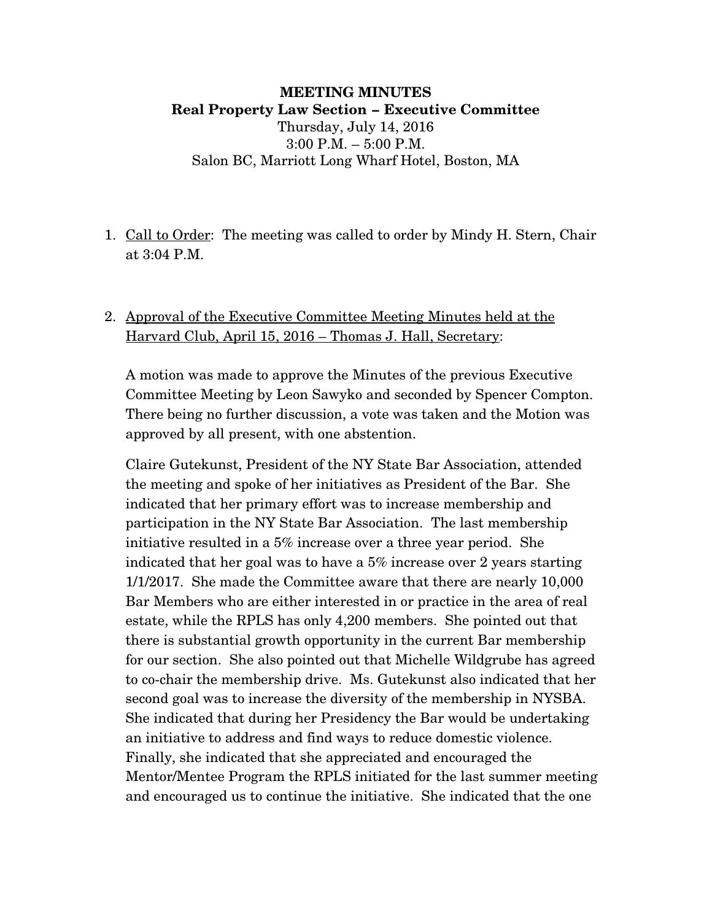**MEETING MINUTES**
**Real Property Law Section – Executive Committee**
Thursday, July 14, 2016
3:00 P.M. – 5:00 P.M.
Salon BC, Marriott Long Wharf Hotel, Boston, MA

1. Call to Order: The meeting was called to order by Mindy H. Stern, Chair at 3:04 P.M.

2. Approval of the Executive Committee Meeting Minutes held at the Harvard Club, April 15, 2016 – Thomas J. Hall, Secretary:

   A motion was made to approve the Minutes of the previous Executive Committee Meeting by Leon Sawyko and seconded by Spencer Compton. There being no further discussion, a vote was taken and the Motion was approved by all present, with one abstention.

   Claire Gutekunst, President of the NY State Bar Association, attended the meeting and spoke of her initiatives as President of the Bar. She indicated that her primary effort was to increase membership and participation in the NY State Bar Association. The last membership initiative resulted in a 5% increase over a three year period. She indicated that her goal was to have a 5% increase over 2 years starting 1/1/2017. She made the Committee aware that there are nearly 10,000 Bar Members who are either interested in or practice in the area of real estate, while the RPLS has only 4,200 members. She pointed out that there is substantial growth opportunity in the current Bar membership for our section. She also pointed out that Michelle Wildgrube has agreed to co-chair the membership drive. Ms. Gutekunst also indicated that her second goal was to increase the diversity of the membership in NYSBA. She indicated that during her Presidency the Bar would be undertaking an initiative to address and find ways to reduce domestic violence. Finally, she indicated that she appreciated and encouraged the Mentor/Mentee Program the RPLS initiated for the last summer meeting and encouraged us to continue the initiative. She indicated that the one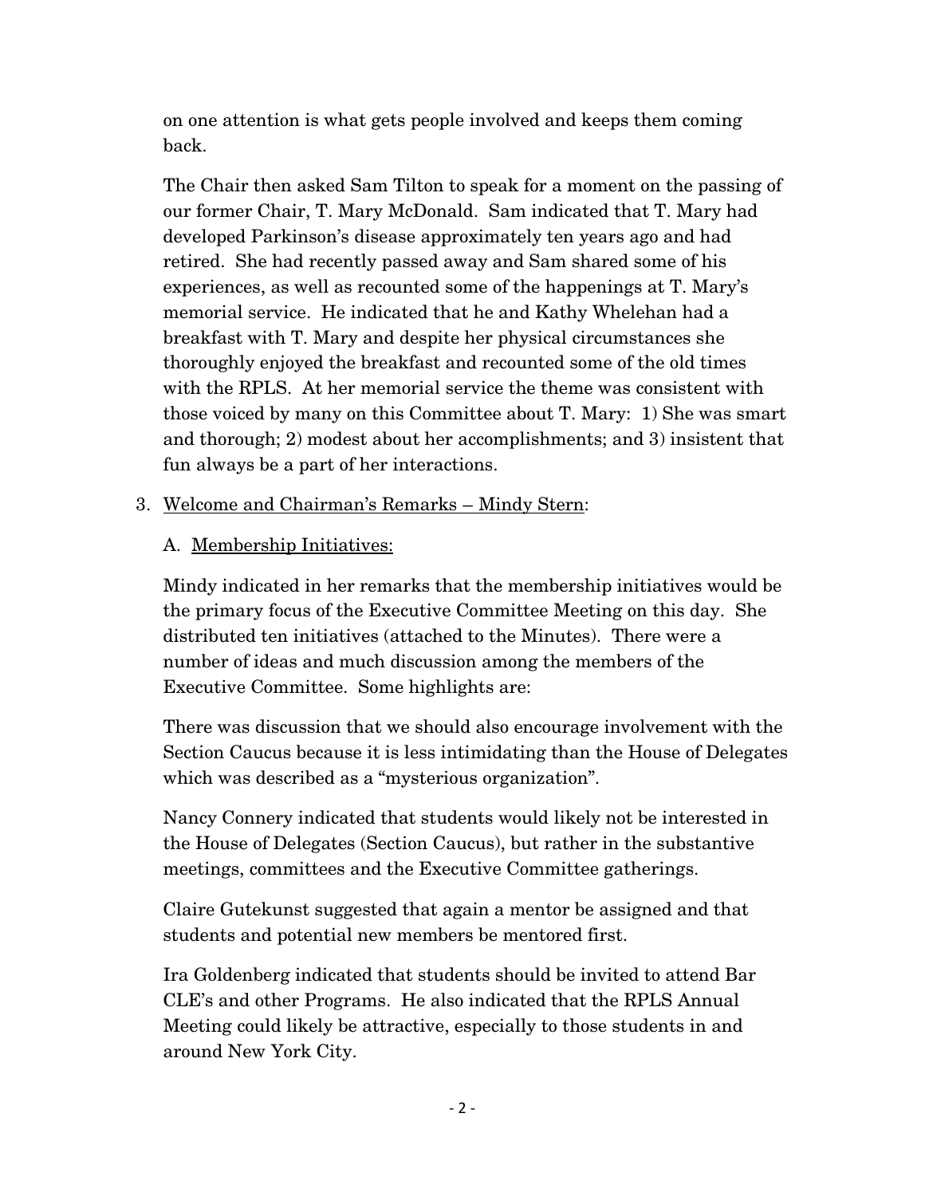on one attention is what gets people involved and keeps them coming back.

The Chair then asked Sam Tilton to speak for a moment on the passing of our former Chair, T. Mary McDonald. Sam indicated that T. Mary had developed Parkinson's disease approximately ten years ago and had retired. She had recently passed away and Sam shared some of his experiences, as well as recounted some of the happenings at T. Mary's memorial service. He indicated that he and Kathy Whelehan had a breakfast with T. Mary and despite her physical circumstances she thoroughly enjoyed the breakfast and recounted some of the old times with the RPLS. At her memorial service the theme was consistent with those voiced by many on this Committee about T. Mary: 1) She was smart and thorough; 2) modest about her accomplishments; and 3) insistent that fun always be a part of her interactions.

3. <u>Welcome and Chairman's Remarks – Mindy Stern</u>:

   A. <u>Membership Initiatives:</u>

   Mindy indicated in her remarks that the membership initiatives would be the primary focus of the Executive Committee Meeting on this day. She distributed ten initiatives (attached to the Minutes). There were a number of ideas and much discussion among the members of the Executive Committee. Some highlights are:

   There was discussion that we should also encourage involvement with the Section Caucus because it is less intimidating than the House of Delegates which was described as a "mysterious organization".

   Nancy Connery indicated that students would likely not be interested in the House of Delegates (Section Caucus), but rather in the substantive meetings, committees and the Executive Committee gatherings.

   Claire Gutekunst suggested that again a mentor be assigned and that students and potential new members be mentored first.

   Ira Goldenberg indicated that students should be invited to attend Bar CLE's and other Programs. He also indicated that the RPLS Annual Meeting could likely be attractive, especially to those students in and around New York City.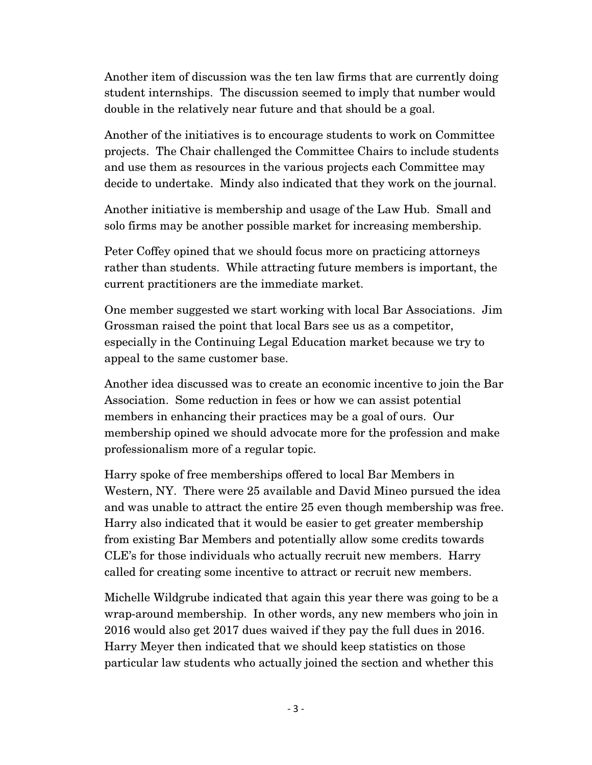Another item of discussion was the ten law firms that are currently doing student internships. The discussion seemed to imply that number would double in the relatively near future and that should be a goal.

Another of the initiatives is to encourage students to work on Committee projects. The Chair challenged the Committee Chairs to include students and use them as resources in the various projects each Committee may decide to undertake. Mindy also indicated that they work on the journal.

Another initiative is membership and usage of the Law Hub. Small and solo firms may be another possible market for increasing membership.

Peter Coffey opined that we should focus more on practicing attorneys rather than students. While attracting future members is important, the current practitioners are the immediate market.

One member suggested we start working with local Bar Associations. Jim Grossman raised the point that local Bars see us as a competitor, especially in the Continuing Legal Education market because we try to appeal to the same customer base.

Another idea discussed was to create an economic incentive to join the Bar Association. Some reduction in fees or how we can assist potential members in enhancing their practices may be a goal of ours. Our membership opined we should advocate more for the profession and make professionalism more of a regular topic.

Harry spoke of free memberships offered to local Bar Members in Western, NY. There were 25 available and David Mineo pursued the idea and was unable to attract the entire 25 even though membership was free. Harry also indicated that it would be easier to get greater membership from existing Bar Members and potentially allow some credits towards CLE's for those individuals who actually recruit new members. Harry called for creating some incentive to attract or recruit new members.

Michelle Wildgrube indicated that again this year there was going to be a wrap-around membership. In other words, any new members who join in 2016 would also get 2017 dues waived if they pay the full dues in 2016. Harry Meyer then indicated that we should keep statistics on those particular law students who actually joined the section and whether this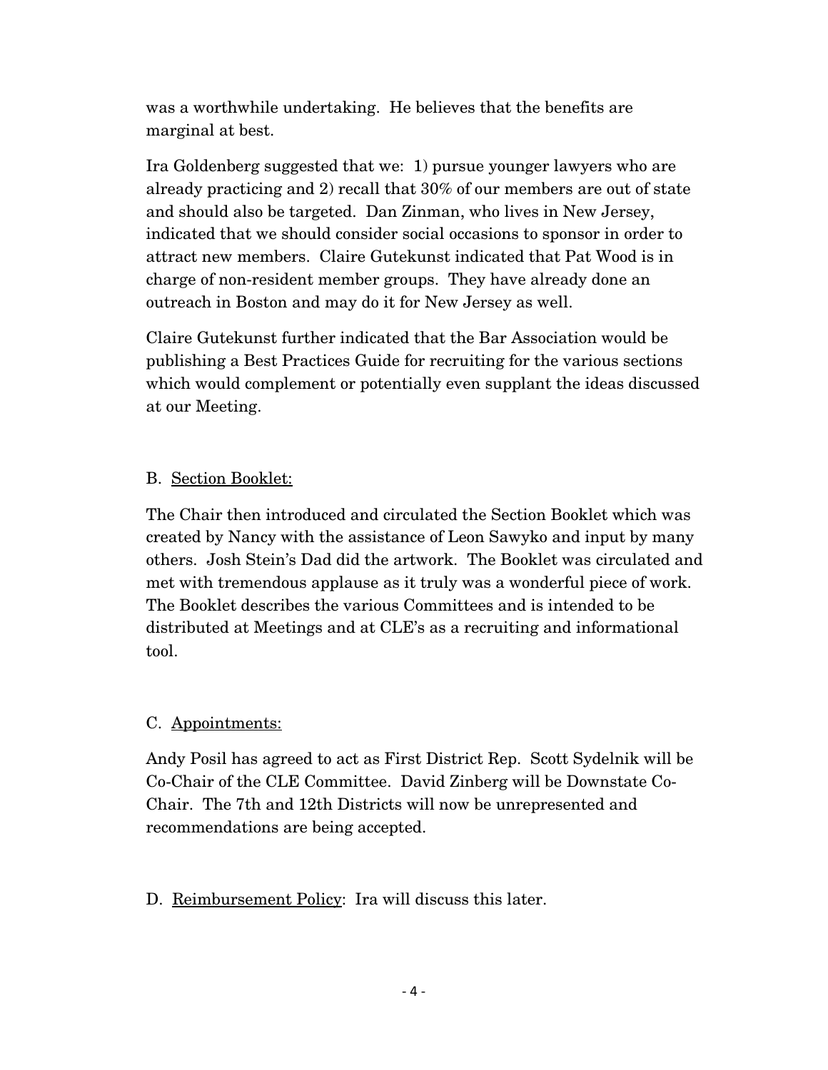was a worthwhile undertaking. He believes that the benefits are marginal at best.

Ira Goldenberg suggested that we: 1) pursue younger lawyers who are already practicing and 2) recall that 30% of our members are out of state and should also be targeted. Dan Zinman, who lives in New Jersey, indicated that we should consider social occasions to sponsor in order to attract new members. Claire Gutekunst indicated that Pat Wood is in charge of non-resident member groups. They have already done an outreach in Boston and may do it for New Jersey as well.

Claire Gutekunst further indicated that the Bar Association would be publishing a Best Practices Guide for recruiting for the various sections which would complement or potentially even supplant the ideas discussed at our Meeting.

B. <u>Section Booklet:</u>

The Chair then introduced and circulated the Section Booklet which was created by Nancy with the assistance of Leon Sawyko and input by many others. Josh Stein's Dad did the artwork. The Booklet was circulated and met with tremendous applause as it truly was a wonderful piece of work. The Booklet describes the various Committees and is intended to be distributed at Meetings and at CLE's as a recruiting and informational tool.

C. <u>Appointments:</u>

Andy Posil has agreed to act as First District Rep. Scott Sydelnik will be Co-Chair of the CLE Committee. David Zinberg will be Downstate Co-Chair. The 7th and 12th Districts will now be unrepresented and recommendations are being accepted.

D. <u>Reimbursement Policy</u>: Ira will discuss this later.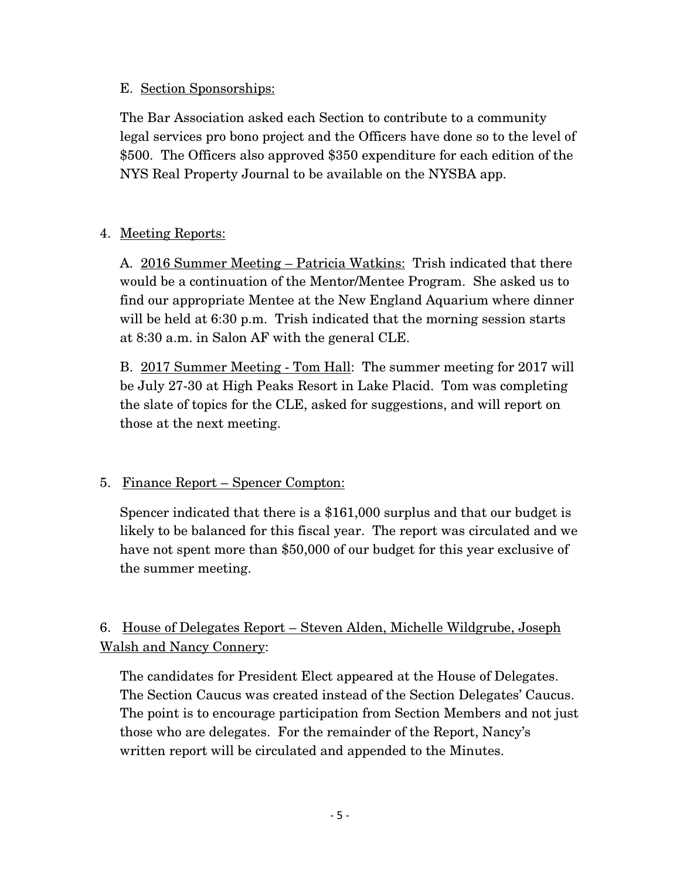E. <u>Section Sponsorships:</u>

The Bar Association asked each Section to contribute to a community legal services pro bono project and the Officers have done so to the level of $500. The Officers also approved $350 expenditure for each edition of the NYS Real Property Journal to be available on the NYSBA app.

4. <u>Meeting Reports:</u>

A. <u>2016 Summer Meeting – Patricia Watkins:</u> Trish indicated that there would be a continuation of the Mentor/Mentee Program. She asked us to find our appropriate Mentee at the New England Aquarium where dinner will be held at 6:30 p.m. Trish indicated that the morning session starts at 8:30 a.m. in Salon AF with the general CLE.

B. <u>2017 Summer Meeting - Tom Hall</u>: The summer meeting for 2017 will be July 27-30 at High Peaks Resort in Lake Placid. Tom was completing the slate of topics for the CLE, asked for suggestions, and will report on those at the next meeting.

5. <u>Finance Report – Spencer Compton:</u>

Spencer indicated that there is a $161,000 surplus and that our budget is likely to be balanced for this fiscal year. The report was circulated and we have not spent more than $50,000 of our budget for this year exclusive of the summer meeting.

6. <u>House of Delegates Report – Steven Alden, Michelle Wildgrube, Joseph Walsh and Nancy Connery</u>:

The candidates for President Elect appeared at the House of Delegates. The Section Caucus was created instead of the Section Delegates' Caucus. The point is to encourage participation from Section Members and not just those who are delegates. For the remainder of the Report, Nancy's written report will be circulated and appended to the Minutes.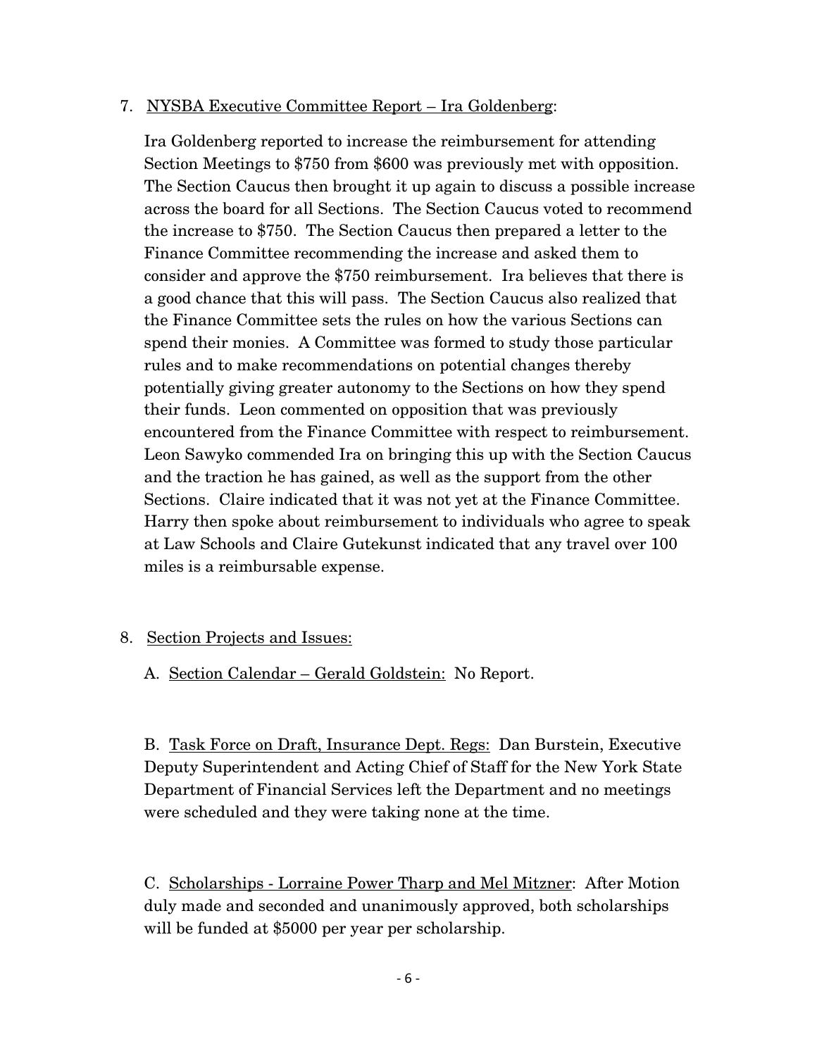7. <u>NYSBA Executive Committee Report – Ira Goldenberg</u>:

   Ira Goldenberg reported to increase the reimbursement for attending Section Meetings to $750 from $600 was previously met with opposition. The Section Caucus then brought it up again to discuss a possible increase across the board for all Sections. The Section Caucus voted to recommend the increase to $750. The Section Caucus then prepared a letter to the Finance Committee recommending the increase and asked them to consider and approve the $750 reimbursement. Ira believes that there is a good chance that this will pass. The Section Caucus also realized that the Finance Committee sets the rules on how the various Sections can spend their monies. A Committee was formed to study those particular rules and to make recommendations on potential changes thereby potentially giving greater autonomy to the Sections on how they spend their funds. Leon commented on opposition that was previously encountered from the Finance Committee with respect to reimbursement. Leon Sawyko commended Ira on bringing this up with the Section Caucus and the traction he has gained, as well as the support from the other Sections. Claire indicated that it was not yet at the Finance Committee. Harry then spoke about reimbursement to individuals who agree to speak at Law Schools and Claire Gutekunst indicated that any travel over 100 miles is a reimbursable expense.

8. <u>Section Projects and Issues:</u>

   A. <u>Section Calendar – Gerald Goldstein:</u> No Report.

   B. <u>Task Force on Draft, Insurance Dept. Regs:</u> Dan Burstein, Executive Deputy Superintendent and Acting Chief of Staff for the New York State Department of Financial Services left the Department and no meetings were scheduled and they were taking none at the time.

   C. <u>Scholarships - Lorraine Power Tharp and Mel Mitzner</u>: After Motion duly made and seconded and unanimously approved, both scholarships will be funded at $5000 per year per scholarship.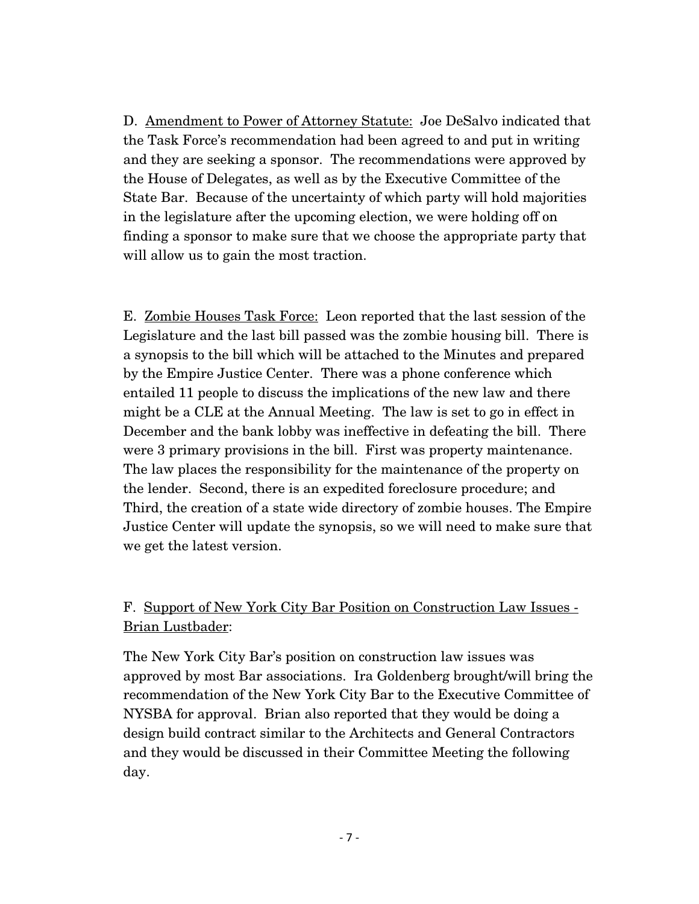D. Amendment to Power of Attorney Statute: Joe DeSalvo indicated that the Task Force's recommendation had been agreed to and put in writing and they are seeking a sponsor. The recommendations were approved by the House of Delegates, as well as by the Executive Committee of the State Bar. Because of the uncertainty of which party will hold majorities in the legislature after the upcoming election, we were holding off on finding a sponsor to make sure that we choose the appropriate party that will allow us to gain the most traction.

E. Zombie Houses Task Force: Leon reported that the last session of the Legislature and the last bill passed was the zombie housing bill. There is a synopsis to the bill which will be attached to the Minutes and prepared by the Empire Justice Center. There was a phone conference which entailed 11 people to discuss the implications of the new law and there might be a CLE at the Annual Meeting. The law is set to go in effect in December and the bank lobby was ineffective in defeating the bill. There were 3 primary provisions in the bill. First was property maintenance. The law places the responsibility for the maintenance of the property on the lender. Second, there is an expedited foreclosure procedure; and Third, the creation of a state wide directory of zombie houses. The Empire Justice Center will update the synopsis, so we will need to make sure that we get the latest version.

F. Support of New York City Bar Position on Construction Law Issues - Brian Lustbader:

The New York City Bar's position on construction law issues was approved by most Bar associations. Ira Goldenberg brought/will bring the recommendation of the New York City Bar to the Executive Committee of NYSBA for approval. Brian also reported that they would be doing a design build contract similar to the Architects and General Contractors and they would be discussed in their Committee Meeting the following day.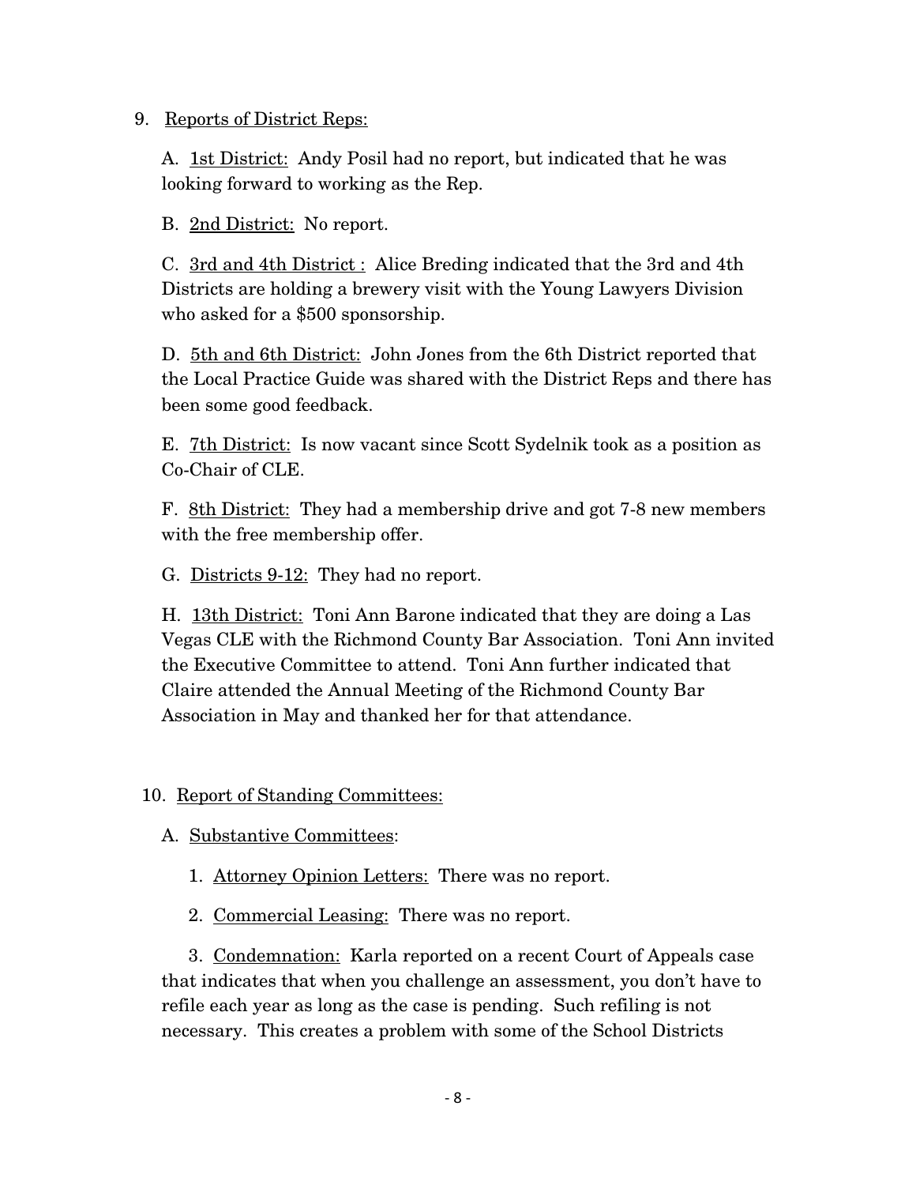9. Reports of District Reps:

   A. 1st District: Andy Posil had no report, but indicated that he was looking forward to working as the Rep.

   B. 2nd District: No report.

   C. 3rd and 4th District : Alice Breding indicated that the 3rd and 4th Districts are holding a brewery visit with the Young Lawyers Division who asked for a $500 sponsorship.

   D. 5th and 6th District: John Jones from the 6th District reported that the Local Practice Guide was shared with the District Reps and there has been some good feedback.

   E. 7th District: Is now vacant since Scott Sydelnik took as a position as Co-Chair of CLE.

   F. 8th District: They had a membership drive and got 7-8 new members with the free membership offer.

   G. Districts 9-12: They had no report.

   H. 13th District: Toni Ann Barone indicated that they are doing a Las Vegas CLE with the Richmond County Bar Association. Toni Ann invited the Executive Committee to attend. Toni Ann further indicated that Claire attended the Annual Meeting of the Richmond County Bar Association in May and thanked her for that attendance.

10. Report of Standing Committees:

   A. Substantive Committees:

      1. Attorney Opinion Letters: There was no report.

      2. Commercial Leasing: There was no report.

      3. Condemnation: Karla reported on a recent Court of Appeals case that indicates that when you challenge an assessment, you don't have to refile each year as long as the case is pending. Such refiling is not necessary. This creates a problem with some of the School Districts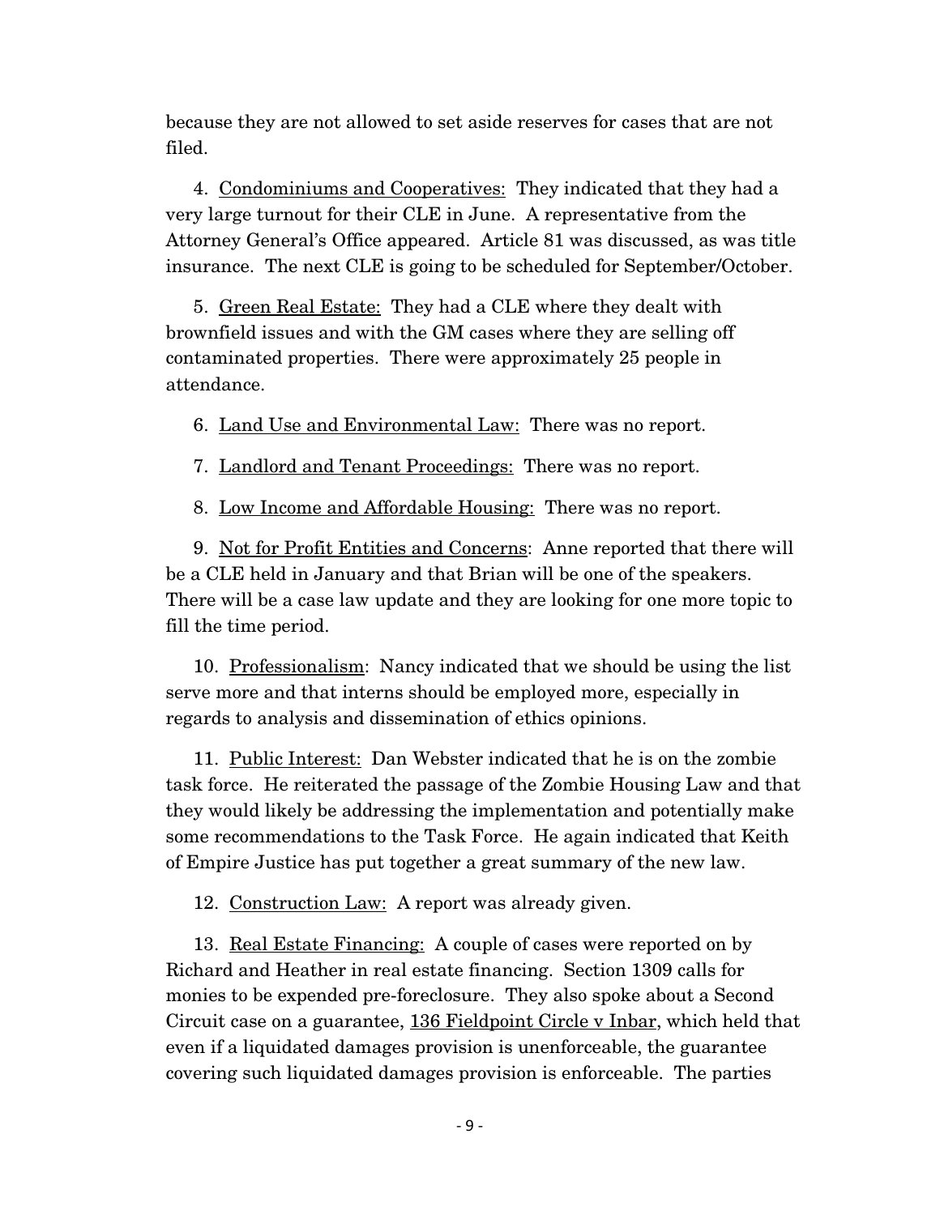because they are not allowed to set aside reserves for cases that are not filed.

4. <u>Condominiums and Cooperatives:</u> They indicated that they had a very large turnout for their CLE in June. A representative from the Attorney General's Office appeared. Article 81 was discussed, as was title insurance. The next CLE is going to be scheduled for September/October.

5. <u>Green Real Estate:</u> They had a CLE where they dealt with brownfield issues and with the GM cases where they are selling off contaminated properties. There were approximately 25 people in attendance.

6. <u>Land Use and Environmental Law:</u> There was no report.

7. <u>Landlord and Tenant Proceedings:</u> There was no report.

8. <u>Low Income and Affordable Housing:</u> There was no report.

9. <u>Not for Profit Entities and Concerns</u>: Anne reported that there will be a CLE held in January and that Brian will be one of the speakers. There will be a case law update and they are looking for one more topic to fill the time period.

10. <u>Professionalism</u>: Nancy indicated that we should be using the list serve more and that interns should be employed more, especially in regards to analysis and dissemination of ethics opinions.

11. <u>Public Interest:</u> Dan Webster indicated that he is on the zombie task force. He reiterated the passage of the Zombie Housing Law and that they would likely be addressing the implementation and potentially make some recommendations to the Task Force. He again indicated that Keith of Empire Justice has put together a great summary of the new law.

12. <u>Construction Law:</u> A report was already given.

13. <u>Real Estate Financing:</u> A couple of cases were reported on by Richard and Heather in real estate financing. Section 1309 calls for monies to be expended pre-foreclosure. They also spoke about a Second Circuit case on a guarantee, <u>136 Fieldpoint Circle v Inbar</u>, which held that even if a liquidated damages provision is unenforceable, the guarantee covering such liquidated damages provision is enforceable. The parties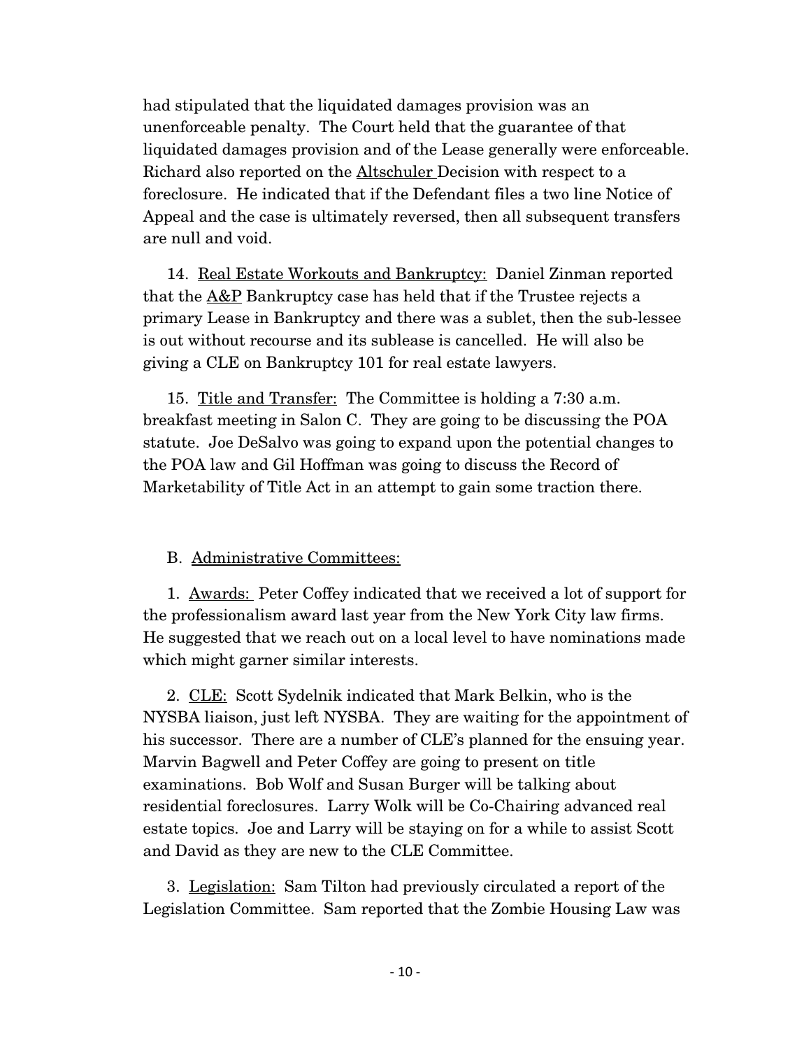had stipulated that the liquidated damages provision was an unenforceable penalty. The Court held that the guarantee of that liquidated damages provision and of the Lease generally were enforceable. Richard also reported on the Altschuler Decision with respect to a foreclosure. He indicated that if the Defendant files a two line Notice of Appeal and the case is ultimately reversed, then all subsequent transfers are null and void.

14. Real Estate Workouts and Bankruptcy: Daniel Zinman reported that the A&P Bankruptcy case has held that if the Trustee rejects a primary Lease in Bankruptcy and there was a sublet, then the sub-lessee is out without recourse and its sublease is cancelled. He will also be giving a CLE on Bankruptcy 101 for real estate lawyers.

15. Title and Transfer: The Committee is holding a 7:30 a.m. breakfast meeting in Salon C. They are going to be discussing the POA statute. Joe DeSalvo was going to expand upon the potential changes to the POA law and Gil Hoffman was going to discuss the Record of Marketability of Title Act in an attempt to gain some traction there.

B. Administrative Committees:

1. Awards: Peter Coffey indicated that we received a lot of support for the professionalism award last year from the New York City law firms. He suggested that we reach out on a local level to have nominations made which might garner similar interests.

2. CLE: Scott Sydelnik indicated that Mark Belkin, who is the NYSBA liaison, just left NYSBA. They are waiting for the appointment of his successor. There are a number of CLE's planned for the ensuing year. Marvin Bagwell and Peter Coffey are going to present on title examinations. Bob Wolf and Susan Burger will be talking about residential foreclosures. Larry Wolk will be Co-Chairing advanced real estate topics. Joe and Larry will be staying on for a while to assist Scott and David as they are new to the CLE Committee.

3. Legislation: Sam Tilton had previously circulated a report of the Legislation Committee. Sam reported that the Zombie Housing Law was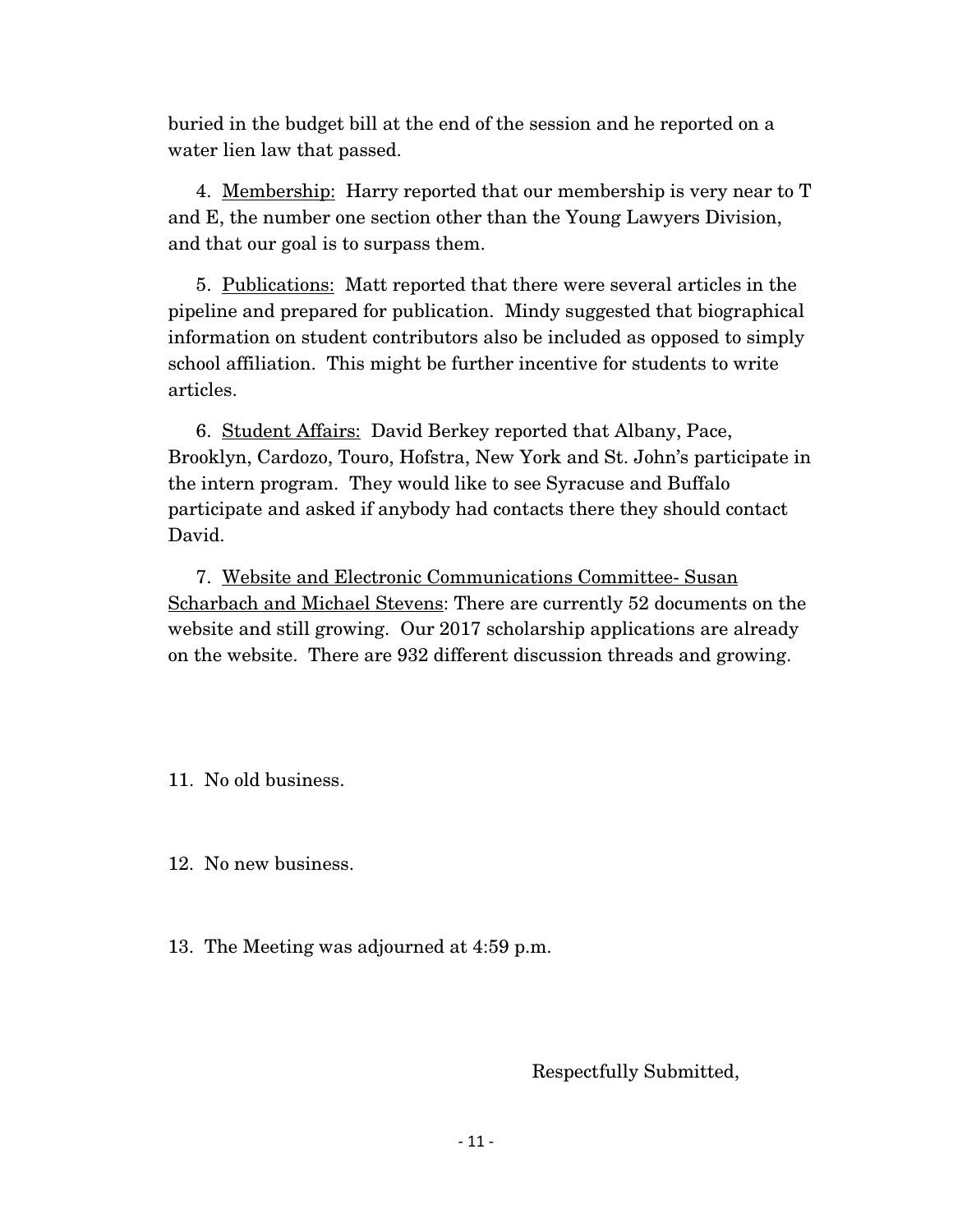buried in the budget bill at the end of the session and he reported on a water lien law that passed.

4. <u>Membership:</u> Harry reported that our membership is very near to T and E, the number one section other than the Young Lawyers Division, and that our goal is to surpass them.

5. <u>Publications:</u> Matt reported that there were several articles in the pipeline and prepared for publication. Mindy suggested that biographical information on student contributors also be included as opposed to simply school affiliation. This might be further incentive for students to write articles.

6. <u>Student Affairs:</u> David Berkey reported that Albany, Pace, Brooklyn, Cardozo, Touro, Hofstra, New York and St. John's participate in the intern program. They would like to see Syracuse and Buffalo participate and asked if anybody had contacts there they should contact David.

7. <u>Website and Electronic Communications Committee- Susan Scharbach and Michael Stevens</u>: There are currently 52 documents on the website and still growing. Our 2017 scholarship applications are already on the website. There are 932 different discussion threads and growing.

11. No old business.

12. No new business.

13. The Meeting was adjourned at 4:59 p.m.

Respectfully Submitted,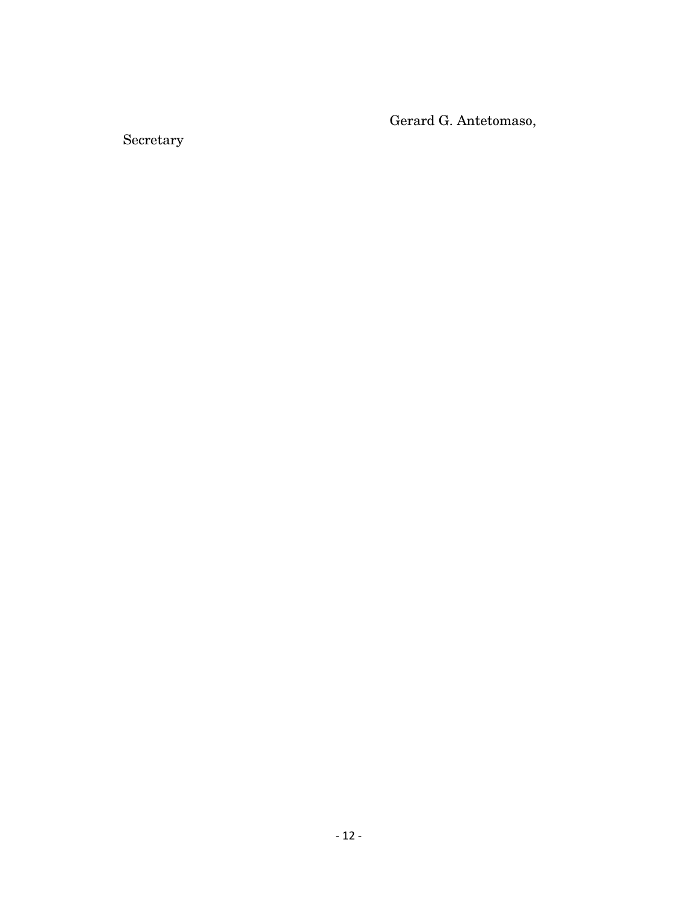Gerard G. Antetomaso,

Secretary